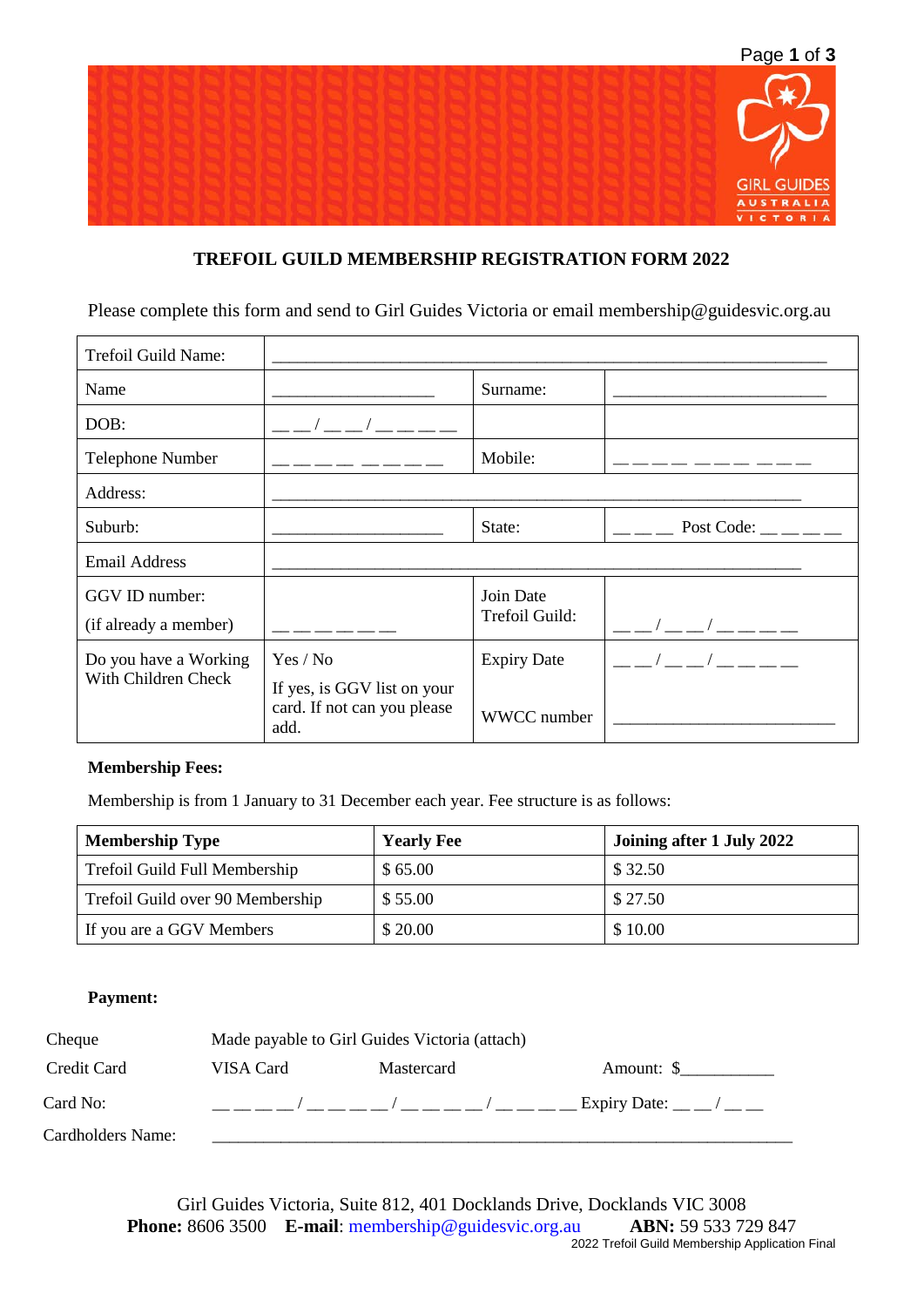# TREFOIL GUILD MEMBERSHIP REGISTRATION FORM 2022

Please complete this form and send to Girl Guides Victoria or email membership@guidesvic.org.au

| Trefoil Guild Name: | ___________________________________________________________ | | |
|---|---|---|---|
| Name | __________________ | Surname: | _______________________ |
| DOB: | __ __ / __ __ / __ __ __ __ | | |
| Telephone Number | __ __ __ __ __ __ __ __ | Mobile: | __ __ __ __ __ __ __ __ __ __ |
| Address: | ___________________________________________________________ | | |
| Suburb: | __________________ | State: | __ __ __ Post Code: __ __ __ __ |
| Email Address | ___________________________________________________________ | | |
| GGV ID number: (if already a member) | __ __ __ __ __ __ | Join Date Trefoil Guild: | __ __ / __ __ / __ __ __ __ |
| Do you have a Working With Children Check | Yes / No<br>If yes, is GGV list on your card. If not can you please add. | Expiry Date<br><br>WWCC number | __ __ / __ __ / __ __ __ __<br><br>_______________________ |

**Membership Fees:**

Membership is from 1 January to 31 December each year. Fee structure is as follows:

| Membership Type | Yearly Fee | Joining after 1 July 2022 |
|---|---|---|
| Trefoil Guild Full Membership | $ 65.00 | $ 32.50 |
| Trefoil Guild over 90 Membership | $ 55.00 | $ 27.50 |
| If you are a GGV Members | $ 20.00 | $ 10.00 |

**Payment:**

Cheque Made payable to Girl Guides Victoria (attach)

Credit Card VISA Card Mastercard Amount: $__________

Card No: __ __ __ __ / __ __ __ __ / __ __ __ __ / __ __ __ __ Expiry Date: __ __ / __ __

Cardholders Name: _____________________________________________________________

Girl Guides Victoria, Suite 812, 401 Docklands Drive, Docklands VIC 3008

**Phone:** 8606 3500 **E-mail**: membership@guidesvic.org.au **ABN:** 59 533 729 847

2022 Trefoil Guild Membership Application Final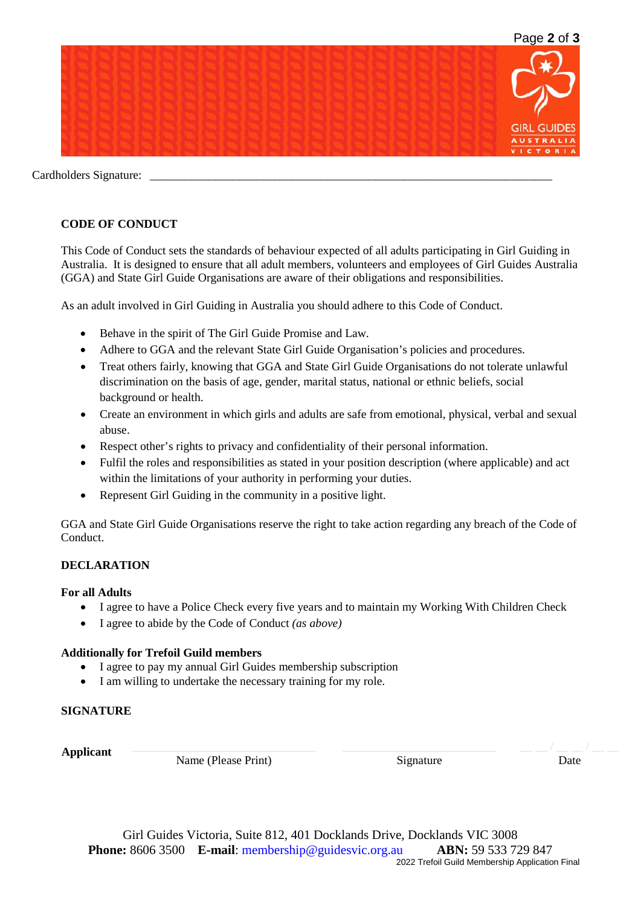Cardholders Signature: ___________________________________________________________________

**CODE OF CONDUCT**

This Code of Conduct sets the standards of behaviour expected of all adults participating in Girl Guiding in Australia. It is designed to ensure that all adult members, volunteers and employees of Girl Guides Australia (GGA) and State Girl Guide Organisations are aware of their obligations and responsibilities.

As an adult involved in Girl Guiding in Australia you should adhere to this Code of Conduct.

- Behave in the spirit of The Girl Guide Promise and Law.
- Adhere to GGA and the relevant State Girl Guide Organisation's policies and procedures.
- Treat others fairly, knowing that GGA and State Girl Guide Organisations do not tolerate unlawful discrimination on the basis of age, gender, marital status, national or ethnic beliefs, social background or health.
- Create an environment in which girls and adults are safe from emotional, physical, verbal and sexual abuse.
- Respect other's rights to privacy and confidentiality of their personal information.
- Fulfil the roles and responsibilities as stated in your position description (where applicable) and act within the limitations of your authority in performing your duties.
- Represent Girl Guiding in the community in a positive light.

GGA and State Girl Guide Organisations reserve the right to take action regarding any breach of the Code of Conduct.

**DECLARATION**

**For all Adults**

- I agree to have a Police Check every five years and to maintain my Working With Children Check
- I agree to abide by the Code of Conduct *(as above)*

**Additionally for Trefoil Guild members**

- I agree to pay my annual Girl Guides membership subscription
- I am willing to undertake the necessary training for my role.

**SIGNATURE**

| **Applicant** | ______________________ | ______________________ | __ __ / __ __ / __ __ |
|---|---|---|---|
| | Name (Please Print) | Signature | Date |

Girl Guides Victoria, Suite 812, 401 Docklands Drive, Docklands VIC 3008
**Phone:** 8606 3500 **E-mail**: membership@guidesvic.org.au **ABN:** 59 533 729 847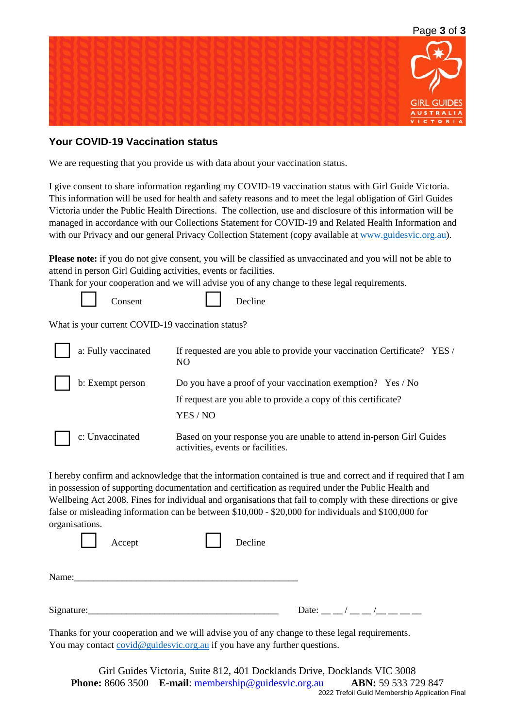## Your COVID-19 Vaccination status

We are requesting that you provide us with data about your vaccination status.

I give consent to share information regarding my COVID-19 vaccination status with Girl Guide Victoria. This information will be used for health and safety reasons and to meet the legal obligation of Girl Guides Victoria under the Public Health Directions. The collection, use and disclosure of this information will be managed in accordance with our Collections Statement for COVID-19 and Related Health Information and with our Privacy and our general Privacy Collection Statement (copy available at www.guidesvic.org.au).

**Please note:** if you do not give consent, you will be classified as unvaccinated and you will not be able to attend in person Girl Guiding activities, events or facilities.
Thank for your cooperation and we will advise you of any change to these legal requirements.

☐ Consent ☐ Decline

What is your current COVID-19 vaccination status?

| | | |
|---|---|---|
| ☐ | a: Fully vaccinated | If requested are you able to provide your vaccination Certificate? YES / NO |
| ☐ | b: Exempt person | Do you have a proof of your vaccination exemption? Yes / No<br>If request are you able to provide a copy of this certificate?<br>YES / NO |
| ☐ | c: Unvaccinated | Based on your response you are unable to attend in-person Girl Guides activities, events or facilities. |

I hereby confirm and acknowledge that the information contained is true and correct and if required that I am in possession of supporting documentation and certification as required under the Public Health and Wellbeing Act 2008. Fines for individual and organisations that fail to comply with these directions or give false or misleading information can be between $10,000 - $20,000 for individuals and $100,000 for organisations.

☐ Accept ☐ Decline

Name:_______________________________________________

Signature:_______________________________________ Date: __ __ / __ __ /__ __ __ __

Thanks for your cooperation and we will advise you of any change to these legal requirements.
You may contact covid@guidesvic.org.au if you have any further questions.

Girl Guides Victoria, Suite 812, 401 Docklands Drive, Docklands VIC 3008
**Phone:** 8606 3500 **E-mail**: membership@guidesvic.org.au **ABN:** 59 533 729 847
2022 Trefoil Guild Membership Application Final